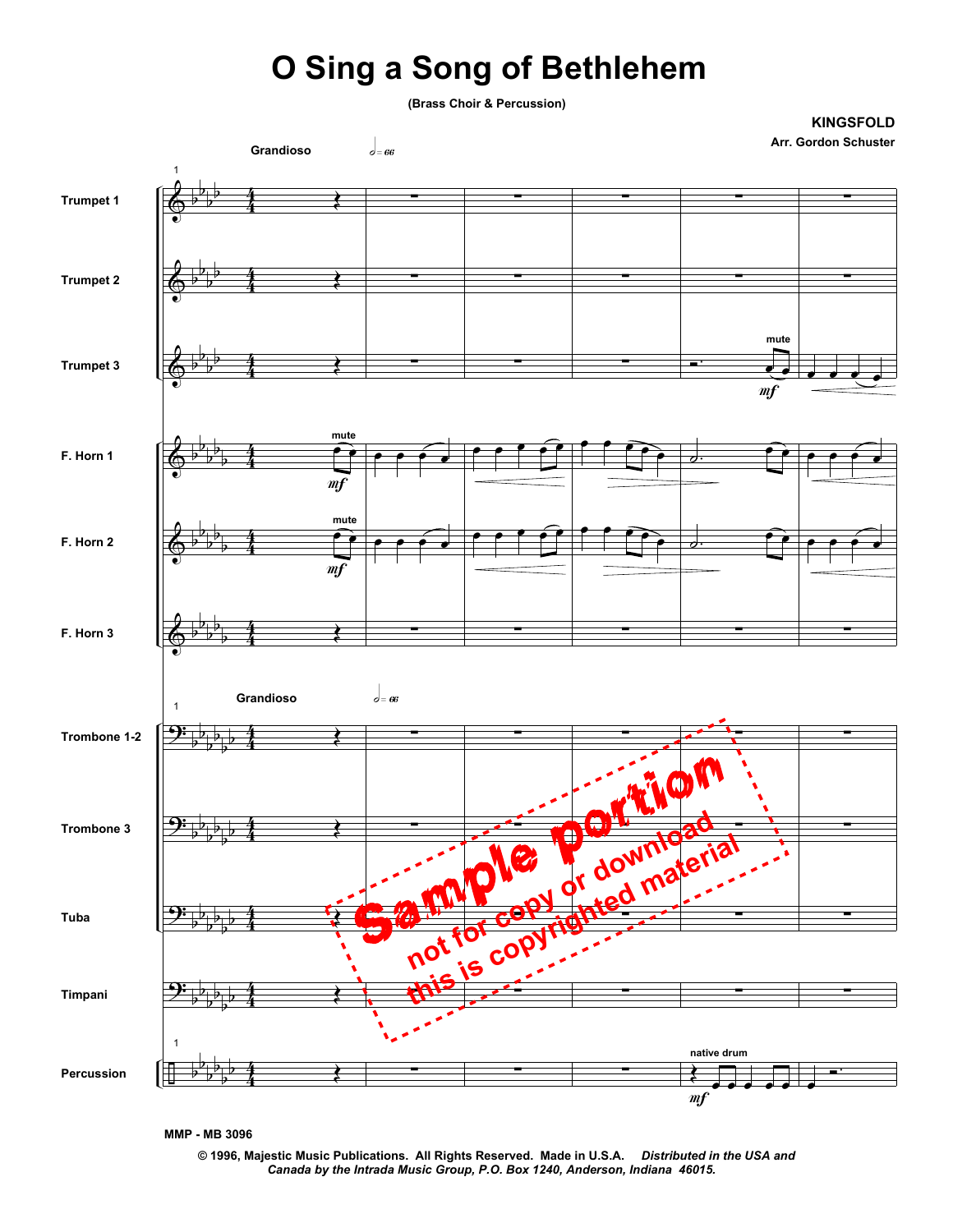# O Sing a Song of Bethlehem

**(Brass Choir & Percussion)**

**KINGSFOLD**

**Arr. Gordon Schuster**

Grandioso

Trumpet 1

Trumpet 2

Trumpet 3

F. Horn 1

F. Horn 2

F. Horn 3

Trombone 1-2

Trombone 3

Tuba

Timpani

Percussion

Sample portion
not for copy or download
this is copyrighted material

MMP - MB 3096

© 1996, Majestic Music Publications. All Rights Reserved. Made in U.S.A. *Distributed in the USA and Canada by the Intrada Music Group, P.O. Box 1240, Anderson, Indiana 46015.*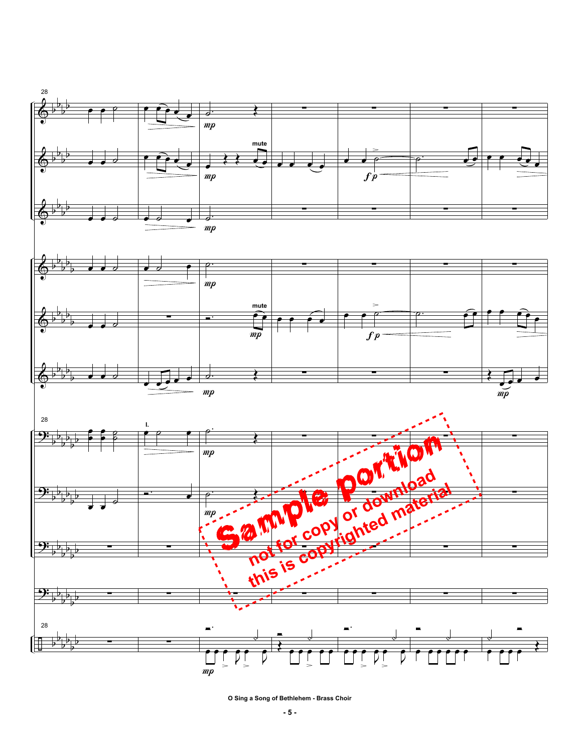Sample portion

not for copy or download

this is copyrighted material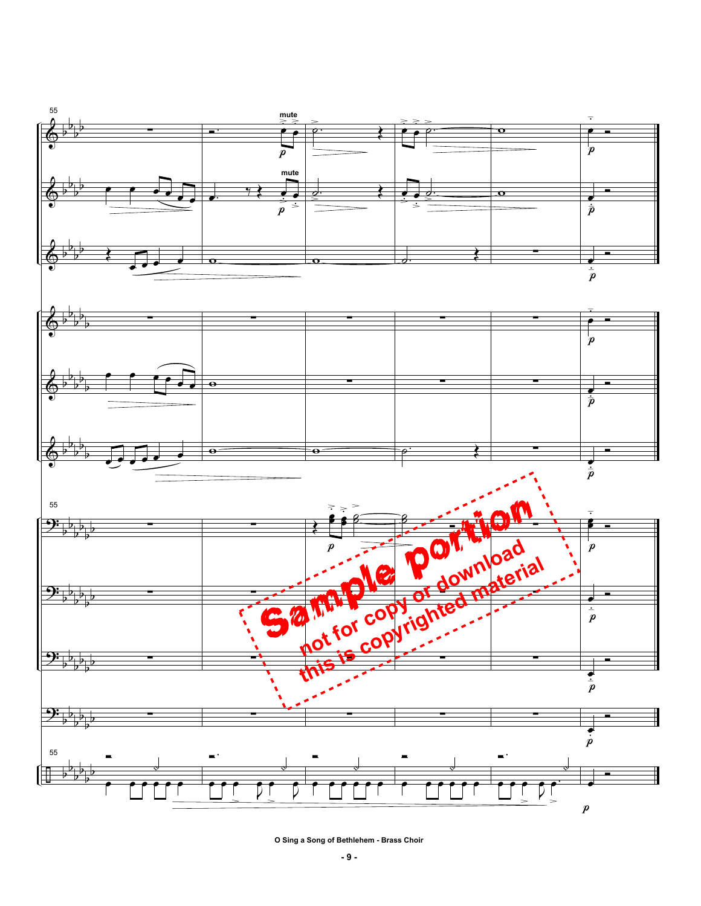55

mute

*p*

mute

*p*

*p*

*p*

*p*

*p*

*p*

*p*

55

*p*

*p*

*p*

*p*

*p*

55

*p*

Sample portion
not for copy or download
this is copyrighted material

O Sing a Song of Bethlehem - Brass Choir